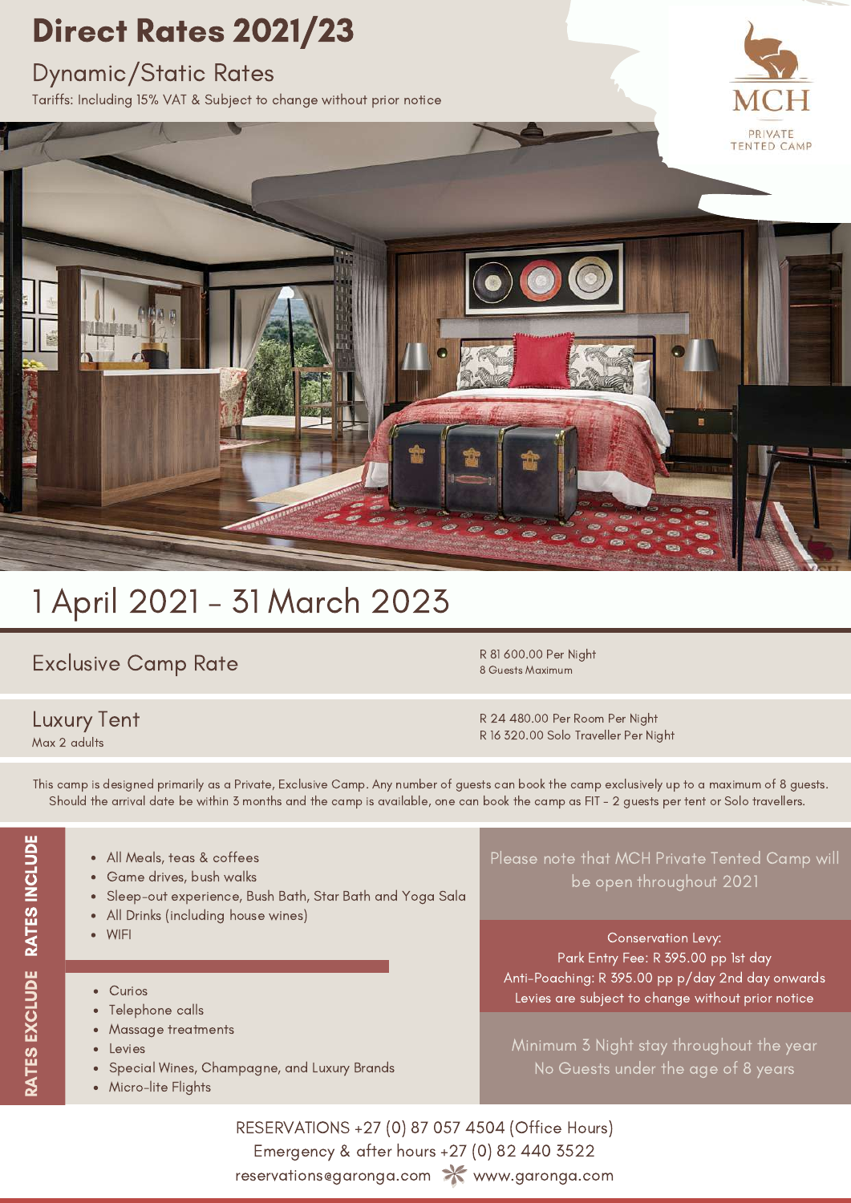# Direct Rates 2021/23

## Dynamic/Static Rates

Tariffs: Including 15% VAT & Subject to change without prior notice

MCH

PRIVATE TENTED CAMP

## 1 April 2021 - 31 March 2023

| | |
|---|---|
| Exclusive Camp Rate | R 81 600.00 Per Night<br>8 Guests Maximum |
| Luxury Tent<br>Max 2 adults | R 24 480.00 Per Room Per Night<br>R 16 320.00 Solo Traveller Per Night |

This camp is designed primarily as a Private, Exclusive Camp. Any number of guests can book the camp exclusively up to a maximum of 8 guests. Should the arrival date be within 3 months and the camp is available, one can book the camp as FIT - 2 guests per tent or Solo travellers.

### RATES INCLUDE

- All Meals, teas & coffees
- Game drives, bush walks
- Sleep-out experience, Bush Bath, Star Bath and Yoga Sala
- All Drinks (including house wines)
- WIFI

### RATES EXCLUDE

- Curios
- Telephone calls
- Massage treatments
- Levies
- Special Wines, Champagne, and Luxury Brands
- Micro-lite Flights

Please note that MCH Private Tented Camp will be open throughout 2021

Conservation Levy:
Park Entry Fee: R 395.00 pp 1st day
Anti-Poaching: R 395.00 pp p/day 2nd day onwards
Levies are subject to change without prior notice

Minimum 3 Night stay throughout the year
No Guests under the age of 8 years

RESERVATIONS +27 (0) 87 057 4504 (Office Hours)
Emergency & after hours +27 (0) 82 440 3522
reservations@garonga.com www.garonga.com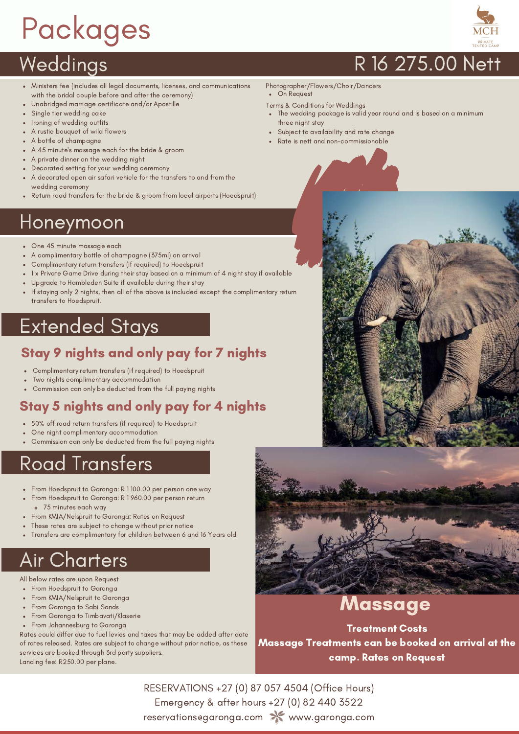# Packages

## Weddings

## R 16 275.00 Nett

- Ministers fee (includes all legal documents, licenses, and communications with the bridal couple before and after the ceremony)
- Unabridged marriage certificate and/or Apostille
- Single tier wedding cake
- Ironing of wedding outfits
- A rustic bouquet of wild flowers
- A bottle of champagne
- A 45 minute's massage each for the bride & groom
- A private dinner on the wedding night
- Decorated setting for your wedding ceremony
- A decorated open air safari vehicle for the transfers to and from the wedding ceremony
- Return road transfers for the bride & groom from local airports (Hoedspruit)

Photographer/Flowers/Choir/Dancers

- On Request

Terms & Conditions for Weddings

- The wedding package is valid year round and is based on a minimum three night stay
- Subject to availability and rate change
- Rate is nett and non-commissionable

## Honeymoon

- One 45 minute massage each
- A complimentary bottle of champagne (375ml) on arrival
- Complimentary return transfers (if required) to Hoedspruit
- 1 x Private Game Drive during their stay based on a minimum of 4 night stay if available
- Upgrade to Hambleden Suite if available during their stay
- If staying only 2 nights, then all of the above is included except the complimentary return transfers to Hoedspruit.

## Extended Stays

### Stay 9 nights and only pay for 7 nights

- Complimentary return transfers (if required) to Hoedspruit
- Two nights complimentary accommodation
- Commission can only be deducted from the full paying nights

### Stay 5 nights and only pay for 4 nights

- 50% off road return transfers (if required) to Hoedspruit
- One night complimentary accommodation
- Commission can only be deducted from the full paying nights

## Road Transfers

- From Hoedspruit to Garonga: R 1 100.00 per person one way
- From Hoedspruit to Garonga: R 1 960.00 per person return
  - 75 minutes each way
- From KMIA/Nelspruit to Garonga: Rates on Request
- These rates are subject to change without prior notice
- Transfers are complimentary for children between 6 and 16 Years old

## Air Charters

All below rates are upon Request

- From Hoedspruit to Garonga
- From KMIA/Nelspruit to Garonga
- From Garonga to Sabi Sands
- From Garonga to Timbavati/Klaserie
- From Johannesburg to Garonga

Rates could differ due to fuel levies and taxes that may be added after date of rates released. Rates are subject to change without prior notice, as these services are booked through 3rd party suppliers.
Landing fee: R250.00 per plane.

## Massage

**Treatment Costs**

**Massage Treatments can be booked on arrival at the camp. Rates on Request**

RESERVATIONS +27 (0) 87 057 4504 (Office Hours)
Emergency & after hours +27 (0) 82 440 3522
reservations@garonga.com www.garonga.com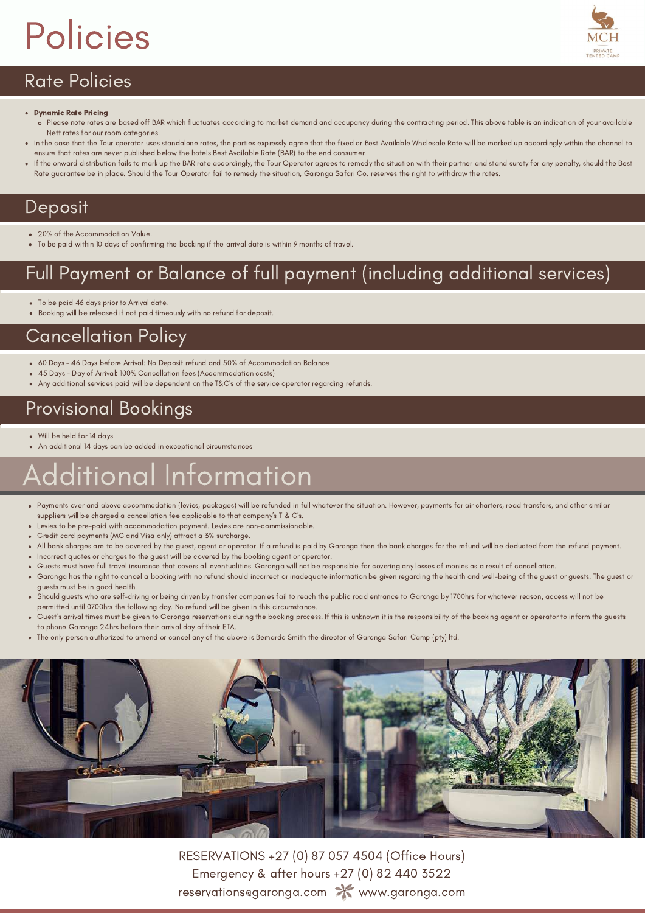# Policies

## Rate Policies

- **Dynamic Rate Pricing**
  - Please note rates are based off BAR which fluctuates according to market demand and occupancy during the contracting period. This above table is an indication of your available Nett rates for our room categories.
- In the case that the Tour operator uses standalone rates, the parties expressly agree that the fixed or Best Available Wholesale Rate will be marked up accordingly within the channel to ensure that rates are never published below the hotels Best Available Rate (BAR) to the end consumer.
- If the onward distribution fails to mark up the BAR rate accordingly, the Tour Operator agrees to remedy the situation with their partner and stand surety for any penalty, should the Best Rate guarantee be in place. Should the Tour Operator fail to remedy the situation, Garonga Safari Co. reserves the right to withdraw the rates.

## Deposit

- 20% of the Accommodation Value.
- To be paid within 10 days of confirming the booking if the arrival date is within 9 months of travel.

## Full Payment or Balance of full payment (including additional services)

- To be paid 46 days prior to Arrival date.
- Booking will be released if not paid timeously with no refund for deposit.

## Cancellation Policy

- 60 Days - 46 Days before Arrival: No Deposit refund and 50% of Accommodation Balance
- 45 Days - Day of Arrival: 100% Cancellation fees (Accommodation costs)
- Any additional services paid will be dependent on the T&C's of the service operator regarding refunds.

## Provisional Bookings

- Will be held for 14 days
- An additional 14 days can be added in exceptional circumstances

# Additional Information

- Payments over and above accommodation (levies, packages) will be refunded in full whatever the situation. However, payments for air charters, road transfers, and other similar suppliers will be charged a cancellation fee applicable to that company's T & C's.
- Levies to be pre-paid with accommodation payment. Levies are non-commissionable.
- Credit card payments (MC and Visa only) attract a 3% surcharge.
- All bank charges are to be covered by the guest, agent or operator. If a refund is paid by Garonga then the bank charges for the refund will be deducted from the refund payment.
- Incorrect quotes or charges to the guest will be covered by the booking agent or operator.
- Guests must have full travel insurance that covers all eventualities. Garonga will not be responsible for covering any losses of monies as a result of cancellation.
- Garonga has the right to cancel a booking with no refund should incorrect or inadequate information be given regarding the health and well-being of the guest or guests. The guest or guests must be in good health.
- Should guests who are self-driving or being driven by transfer companies fail to reach the public road entrance to Garonga by 1700hrs for whatever reason, access will not be permitted until 0700hrs the following day. No refund will be given in this circumstance.
- Guest's arrival times must be given to Garonga reservations during the booking process. If this is unknown it is the responsibility of the booking agent or operator to inform the guests to phone Garonga 24hrs before their arrival day of their ETA.
- The only person authorized to amend or cancel any of the above is Bernardo Smith the director of Garonga Safari Camp (pty) ltd.

RESERVATIONS +27 (0) 87 057 4504 (Office Hours)

Emergency & after hours +27 (0) 82 440 3522

reservations@garonga.com www.garonga.com